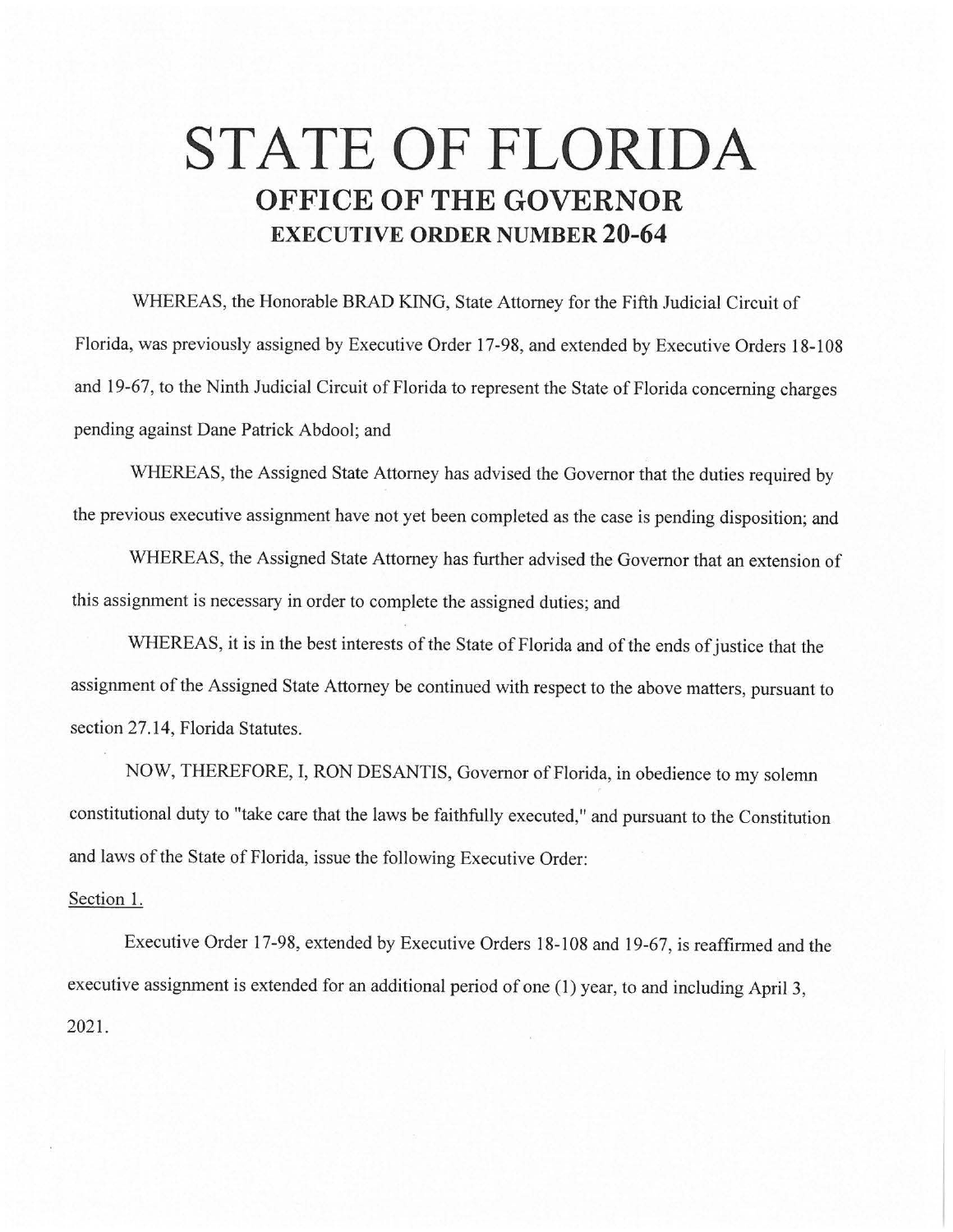# STATE OF FLORIDA

## OFFICE OF THE GOVERNOR

### EXECUTIVE ORDER NUMBER 20-64

WHEREAS, the Honorable BRAD KING, State Attorney for the Fifth Judicial Circuit of Florida, was previously assigned by Executive Order 17-98, and extended by Executive Orders 18-108 and 19-67, to the Ninth Judicial Circuit of Florida to represent the State of Florida concerning charges pending against Dane Patrick Abdool; and

WHEREAS, the Assigned State Attorney has advised the Governor that the duties required by the previous executive assignment have not yet been completed as the case is pending disposition; and

WHEREAS, the Assigned State Attorney has further advised the Governor that an extension of this assignment is necessary in order to complete the assigned duties; and

WHEREAS, it is in the best interests of the State of Florida and of the ends of justice that the assignment of the Assigned State Attorney be continued with respect to the above matters, pursuant to section 27.14, Florida Statutes.

NOW, THEREFORE, I, RON DESANTIS, Governor of Florida, in obedience to my solemn constitutional duty to "take care that the laws be faithfully executed," and pursuant to the Constitution and laws of the State of Florida, issue the following Executive Order:

Section 1.

Executive Order 17-98, extended by Executive Orders 18-108 and 19-67, is reaffirmed and the executive assignment is extended for an additional period of one (1) year, to and including April 3, 2021.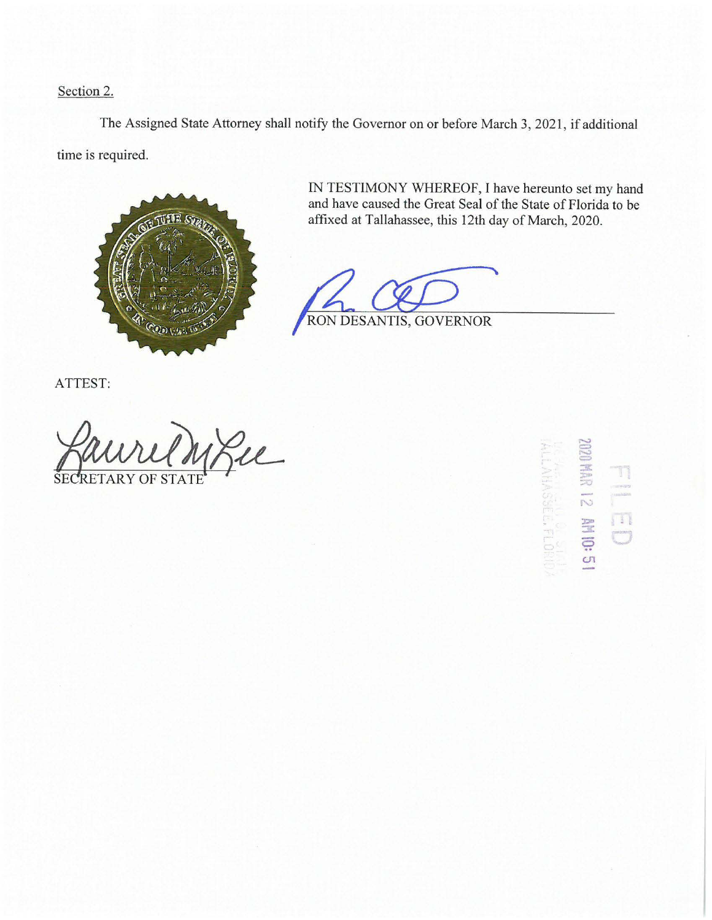Section 2.

The Assigned State Attorney shall notify the Governor on or before March 3, 2021, if additional time is required.

IN TESTIMONY WHEREOF, I have hereunto set my hand and have caused the Great Seal of the State of Florida to be affixed at Tallahassee, this 12th day of March, 2020.

RON DESANTIS, GOVERNOR

ATTEST:

SECRETARY OF STATE

FILED

2020 MAR 12 AM 10: 51

TALLAHASSEE, FLORIDA